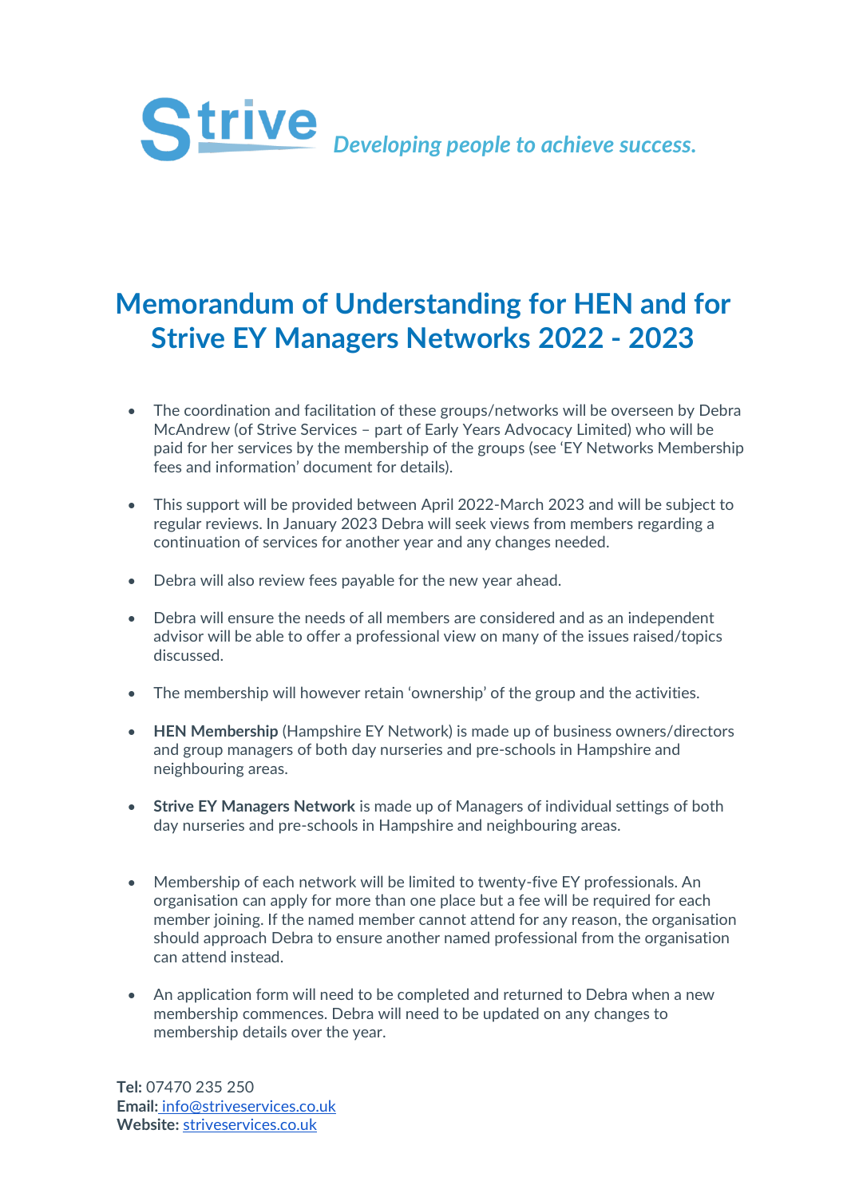Strive *Developing people to achieve success.*

# Memorandum of Understanding for HEN and for Strive EY Managers Networks 2022 - 2023

- The coordination and facilitation of these groups/networks will be overseen by Debra McAndrew (of Strive Services – part of Early Years Advocacy Limited) who will be paid for her services by the membership of the groups (see 'EY Networks Membership fees and information' document for details).
- This support will be provided between April 2022-March 2023 and will be subject to regular reviews. In January 2023 Debra will seek views from members regarding a continuation of services for another year and any changes needed.
- Debra will also review fees payable for the new year ahead.
- Debra will ensure the needs of all members are considered and as an independent advisor will be able to offer a professional view on many of the issues raised/topics discussed.
- The membership will however retain 'ownership' of the group and the activities.
- **HEN Membership** (Hampshire EY Network) is made up of business owners/directors and group managers of both day nurseries and pre-schools in Hampshire and neighbouring areas.
- **Strive EY Managers Network** is made up of Managers of individual settings of both day nurseries and pre-schools in Hampshire and neighbouring areas.
- Membership of each network will be limited to twenty-five EY professionals. An organisation can apply for more than one place but a fee will be required for each member joining. If the named member cannot attend for any reason, the organisation should approach Debra to ensure another named professional from the organisation can attend instead.
- An application form will need to be completed and returned to Debra when a new membership commences. Debra will need to be updated on any changes to membership details over the year.

**Tel:** 07470 235 250
**Email:** info@striveservices.co.uk
**Website:** striveservices.co.uk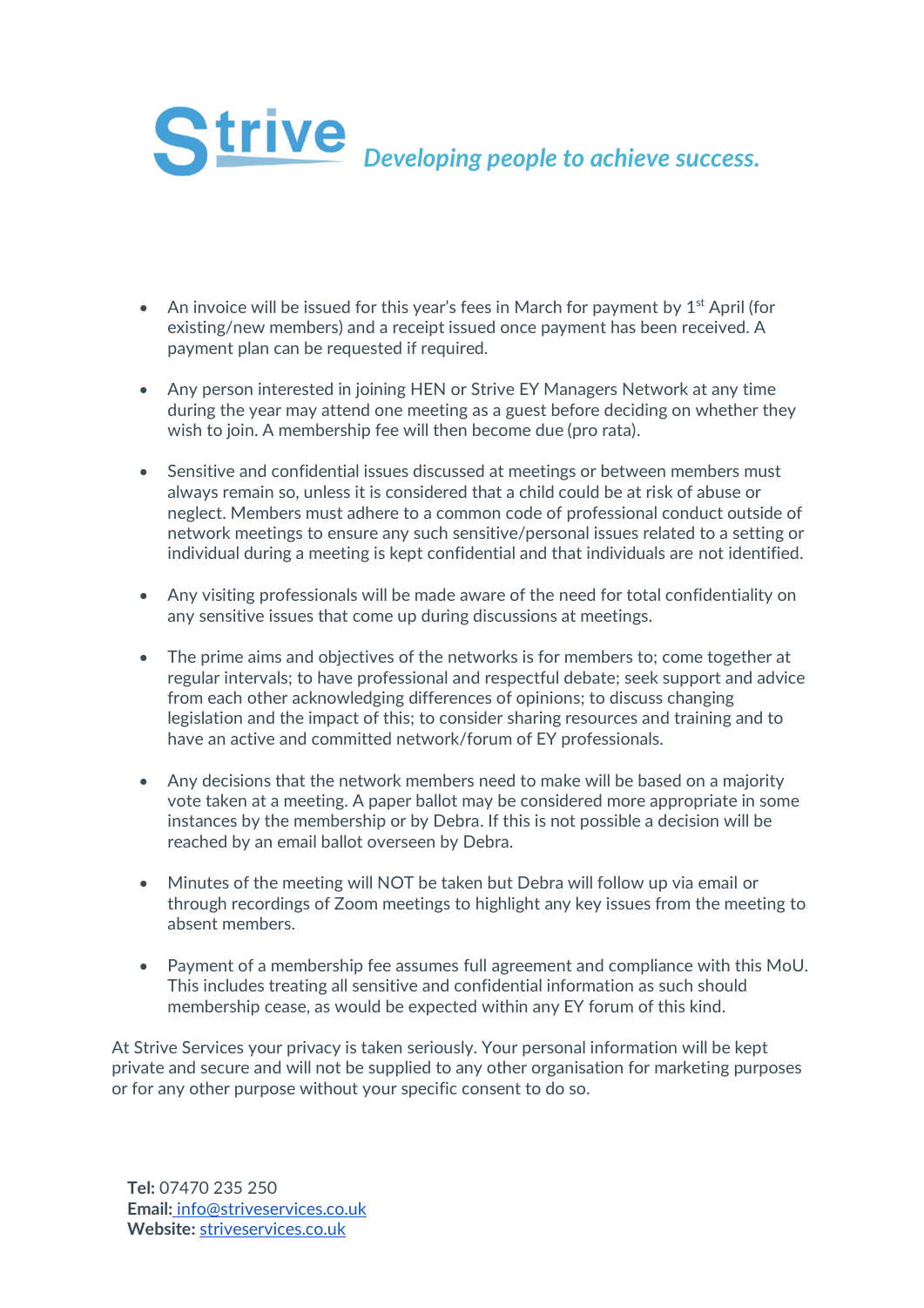- An invoice will be issued for this year's fees in March for payment by 1st April (for existing/new members) and a receipt issued once payment has been received. A payment plan can be requested if required.

- Any person interested in joining HEN or Strive EY Managers Network at any time during the year may attend one meeting as a guest before deciding on whether they wish to join. A membership fee will then become due (pro rata).

- Sensitive and confidential issues discussed at meetings or between members must always remain so, unless it is considered that a child could be at risk of abuse or neglect. Members must adhere to a common code of professional conduct outside of network meetings to ensure any such sensitive/personal issues related to a setting or individual during a meeting is kept confidential and that individuals are not identified.

- Any visiting professionals will be made aware of the need for total confidentiality on any sensitive issues that come up during discussions at meetings.

- The prime aims and objectives of the networks is for members to; come together at regular intervals; to have professional and respectful debate; seek support and advice from each other acknowledging differences of opinions; to discuss changing legislation and the impact of this; to consider sharing resources and training and to have an active and committed network/forum of EY professionals.

- Any decisions that the network members need to make will be based on a majority vote taken at a meeting. A paper ballot may be considered more appropriate in some instances by the membership or by Debra. If this is not possible a decision will be reached by an email ballot overseen by Debra.

- Minutes of the meeting will NOT be taken but Debra will follow up via email or through recordings of Zoom meetings to highlight any key issues from the meeting to absent members.

- Payment of a membership fee assumes full agreement and compliance with this MoU. This includes treating all sensitive and confidential information as such should membership cease, as would be expected within any EY forum of this kind.

At Strive Services your privacy is taken seriously. Your personal information will be kept private and secure and will not be supplied to any other organisation for marketing purposes or for any other purpose without your specific consent to do so.

**Tel:** 07470 235 250
**Email:** info@striveservices.co.uk
**Website:** striveservices.co.uk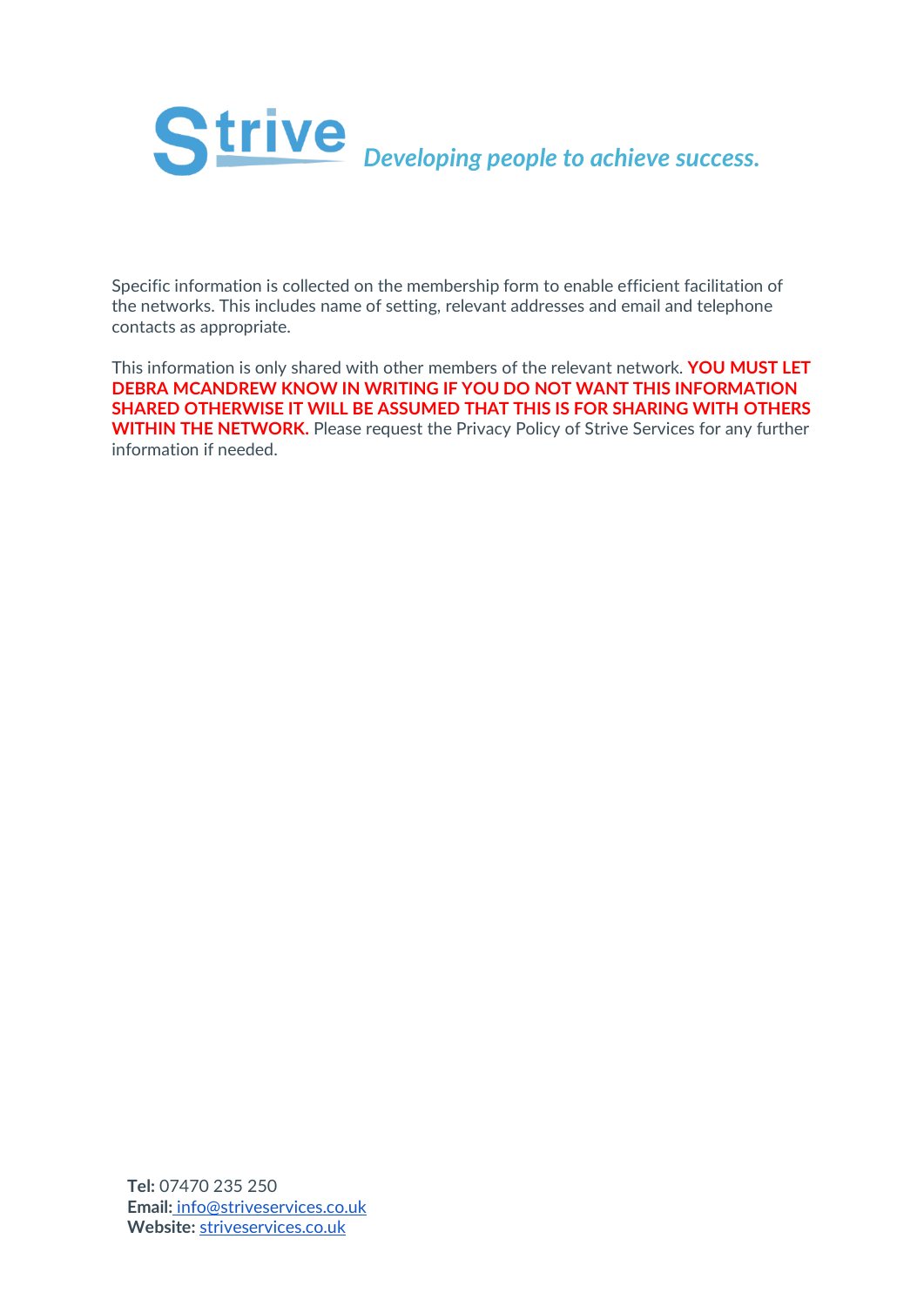Specific information is collected on the membership form to enable efficient facilitation of the networks. This includes name of setting, relevant addresses and email and telephone contacts as appropriate.

This information is only shared with other members of the relevant network. **YOU MUST LET DEBRA MCANDREW KNOW IN WRITING IF YOU DO NOT WANT THIS INFORMATION SHARED OTHERWISE IT WILL BE ASSUMED THAT THIS IS FOR SHARING WITH OTHERS WITHIN THE NETWORK.** Please request the Privacy Policy of Strive Services for any further information if needed.